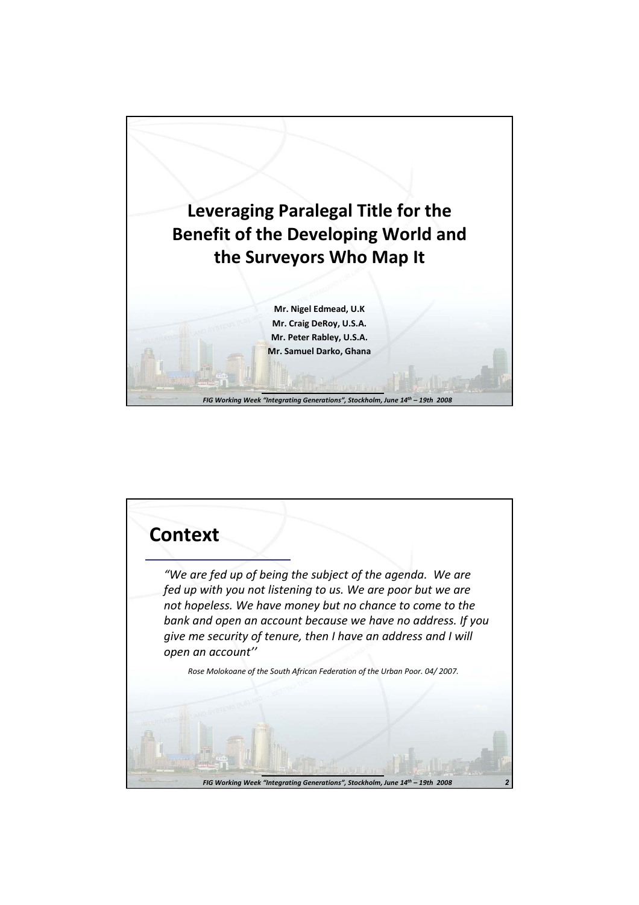# Leveraging Paralegal Title for the Benefit of the Developing World and the Surveyors Who Map It

**Mr. Nigel Edmead, U.K**
**Mr. Craig DeRoy, U.S.A.**
**Mr. Peter Rabley, U.S.A.**
**Mr. Samuel Darko, Ghana**

## Context

*"We are fed up of being the subject of the agenda. We are fed up with you not listening to us. We are poor but we are not hopeless. We have money but no chance to come to the bank and open an account because we have no address. If you give me security of tenure, then I have an address and I will open an account''*

*Rose Molokoane of the South African Federation of the Urban Poor. 04/ 2007.*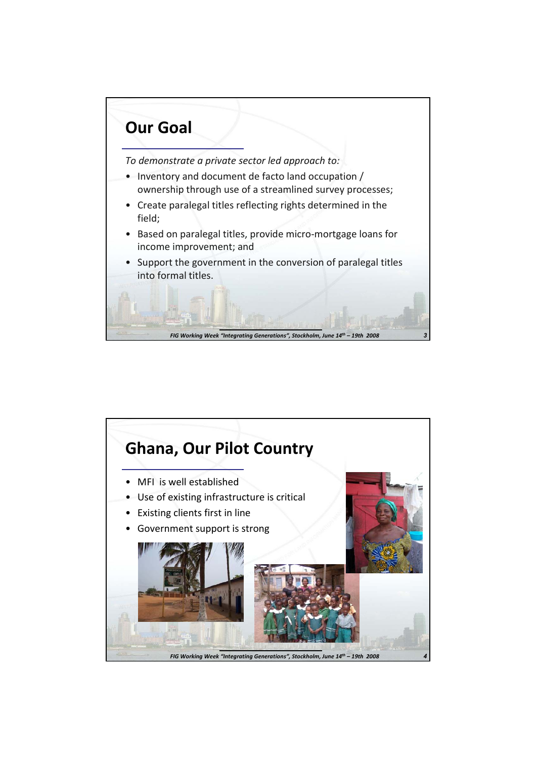## Our Goal

*To demonstrate a private sector led approach to:*

- Inventory and document de facto land occupation / ownership through use of a streamlined survey processes;
- Create paralegal titles reflecting rights determined in the field;
- Based on paralegal titles, provide micro-mortgage loans for income improvement; and
- Support the government in the conversion of paralegal titles into formal titles.

## Ghana, Our Pilot Country

- MFI is well established
- Use of existing infrastructure is critical
- Existing clients first in line
- Government support is strong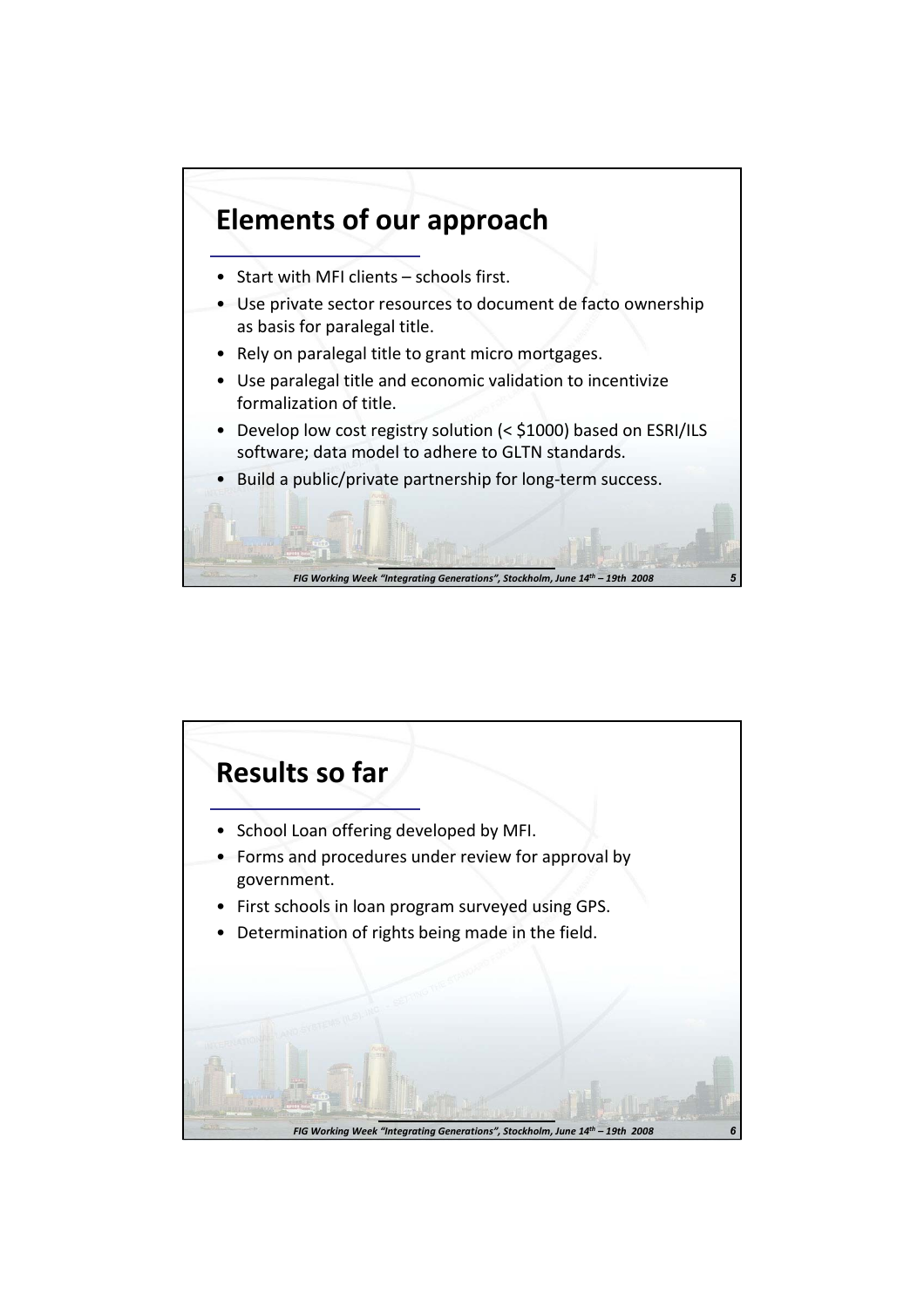## Elements of our approach

- Start with MFI clients – schools first.
- Use private sector resources to document de facto ownership as basis for paralegal title.
- Rely on paralegal title to grant micro mortgages.
- Use paralegal title and economic validation to incentivize formalization of title.
- Develop low cost registry solution (< $1000) based on ESRI/ILS software; data model to adhere to GLTN standards.
- Build a public/private partnership for long-term success.

## Results so far

- School Loan offering developed by MFI.
- Forms and procedures under review for approval by government.
- First schools in loan program surveyed using GPS.
- Determination of rights being made in the field.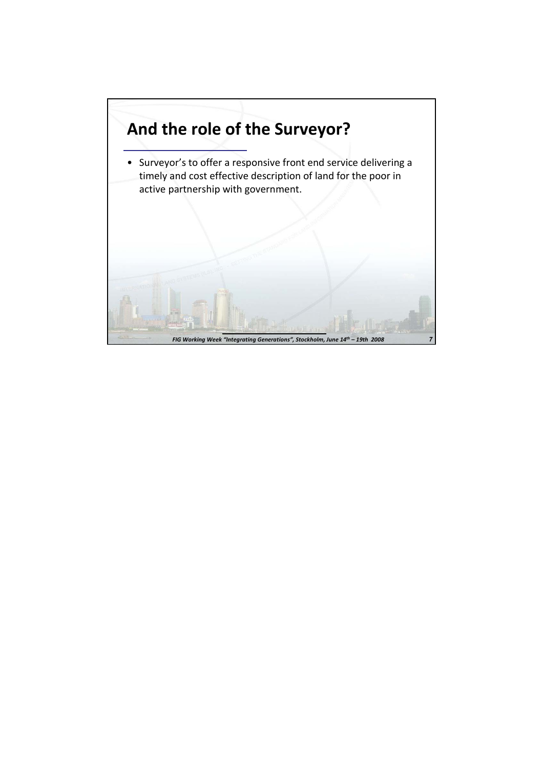# And the role of the Surveyor?

- Surveyor's to offer a responsive front end service delivering a timely and cost effective description of land for the poor in active partnership with government.